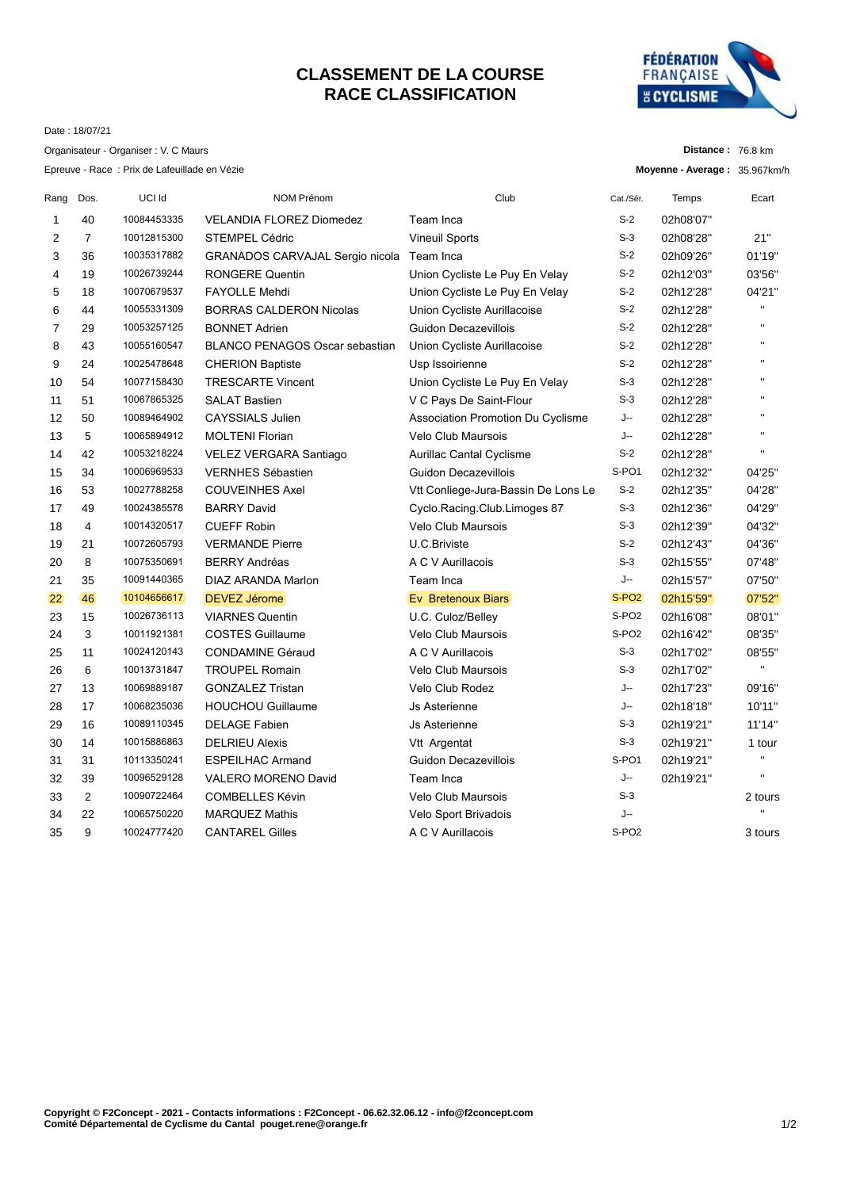# CLASSEMENT DE LA COURSE
# RACE CLASSIFICATION

Date : 18/07/21

Organisateur - Organiser : V. C Maurs

Epreuve - Race : Prix de Lafeuillade en Vézie

**Distance :** 76.8 km

**Moyenne - Average :** 35.967km/h

| Rang | Dos. | UCI Id | NOM Prénom | Club | Cat./Sér. | Temps | Ecart |
|---|---|---|---|---|---|---|---|
| 1 | 40 | 10084453335 | VELANDIA FLOREZ Diomedez | Team Inca | S-2 | 02h08'07'' | |
| 2 | 7 | 10012815300 | STEMPEL Cédric | Vineuil Sports | S-3 | 02h08'28'' | 21'' |
| 3 | 36 | 10035317882 | GRANADOS CARVAJAL Sergio nicola | Team Inca | S-2 | 02h09'26'' | 01'19'' |
| 4 | 19 | 10026739244 | RONGERE Quentin | Union Cycliste Le Puy En Velay | S-2 | 02h12'03'' | 03'56'' |
| 5 | 18 | 10070679537 | FAYOLLE Mehdi | Union Cycliste Le Puy En Velay | S-2 | 02h12'28'' | 04'21'' |
| 6 | 44 | 10055331309 | BORRAS CALDERON Nicolas | Union Cycliste Aurillacoise | S-2 | 02h12'28'' | " |
| 7 | 29 | 10053257125 | BONNET Adrien | Guidon Decazevillois | S-2 | 02h12'28'' | " |
| 8 | 43 | 10055160547 | BLANCO PENAGOS Oscar sebastian | Union Cycliste Aurillacoise | S-2 | 02h12'28'' | " |
| 9 | 24 | 10025478648 | CHERION Baptiste | Usp Issoirienne | S-2 | 02h12'28'' | " |
| 10 | 54 | 10077158430 | TRESCARTE Vincent | Union Cycliste Le Puy En Velay | S-3 | 02h12'28'' | " |
| 11 | 51 | 10067865325 | SALAT Bastien | V C Pays De Saint-Flour | S-3 | 02h12'28'' | " |
| 12 | 50 | 10089464902 | CAYSSIALS Julien | Association Promotion Du Cyclisme | J-- | 02h12'28'' | " |
| 13 | 5 | 10065894912 | MOLTENI Florian | Velo Club Maursois | J-- | 02h12'28'' | " |
| 14 | 42 | 10053218224 | VELEZ VERGARA Santiago | Aurillac Cantal Cyclisme | S-2 | 02h12'28'' | " |
| 15 | 34 | 10006969533 | VERNHES Sébastien | Guidon Decazevillois | S-PO1 | 02h12'32'' | 04'25'' |
| 16 | 53 | 10027788258 | COUVEINHES Axel | Vtt Conliege-Jura-Bassin De Lons Le | S-2 | 02h12'35'' | 04'28'' |
| 17 | 49 | 10024385578 | BARRY David | Cyclo.Racing.Club.Limoges 87 | S-3 | 02h12'36'' | 04'29'' |
| 18 | 4 | 10014320517 | CUEFF Robin | Velo Club Maursois | S-3 | 02h12'39'' | 04'32'' |
| 19 | 21 | 10072605793 | VERMANDE Pierre | U.C.Briviste | S-2 | 02h12'43'' | 04'36'' |
| 20 | 8 | 10075350691 | BERRY Andréas | A C V Aurillacois | S-3 | 02h15'55'' | 07'48'' |
| 21 | 35 | 10091440365 | DIAZ ARANDA Marlon | Team Inca | J-- | 02h15'57'' | 07'50'' |
| 22 | 46 | 10104656617 | DEVEZ Jérome | Ev Bretenoux Biars | S-PO2 | 02h15'59'' | 07'52'' |
| 23 | 15 | 10026736113 | VIARNES Quentin | U.C. Culoz/Belley | S-PO2 | 02h16'08'' | 08'01'' |
| 24 | 3 | 10011921381 | COSTES Guillaume | Velo Club Maursois | S-PO2 | 02h16'42'' | 08'35'' |
| 25 | 11 | 10024120143 | CONDAMINE Géraud | A C V Aurillacois | S-3 | 02h17'02'' | 08'55'' |
| 26 | 6 | 10013731847 | TROUPEL Romain | Velo Club Maursois | S-3 | 02h17'02'' | " |
| 27 | 13 | 10069889187 | GONZALEZ Tristan | Velo Club Rodez | J-- | 02h17'23'' | 09'16'' |
| 28 | 17 | 10068235036 | HOUCHOU Guillaume | Js Asterienne | J-- | 02h18'18'' | 10'11'' |
| 29 | 16 | 10089110345 | DELAGE Fabien | Js Asterienne | S-3 | 02h19'21'' | 11'14'' |
| 30 | 14 | 10015886863 | DELRIEU Alexis | Vtt Argentat | S-3 | 02h19'21'' | 1 tour |
| 31 | 31 | 10113350241 | ESPEILHAC Armand | Guidon Decazevillois | S-PO1 | 02h19'21'' | " |
| 32 | 39 | 10096529128 | VALERO MORENO David | Team Inca | J-- | 02h19'21'' | " |
| 33 | 2 | 10090722464 | COMBELLES Kévin | Velo Club Maursois | S-3 | | 2 tours |
| 34 | 22 | 10065750220 | MARQUEZ Mathis | Velo Sport Brivadois | J-- | | " |
| 35 | 9 | 10024777420 | CANTAREL Gilles | A C V Aurillacois | S-PO2 | | 3 tours |

**Copyright © F2Concept - 2021 - Contacts informations : F2Concept - 06.62.32.06.12 - info@f2concept.com**
**Comité Départemental de Cyclisme du Cantal pouget.rene@orange.fr**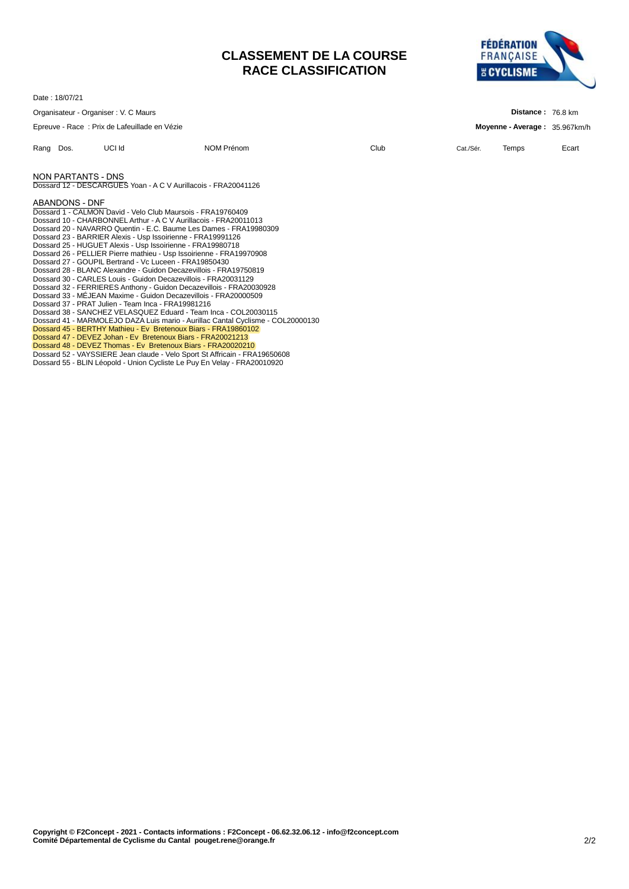# CLASSEMENT DE LA COURSE
# RACE CLASSIFICATION

Date : 18/07/21

Organisateur - Organiser : V. C Maurs

**Distance :** 76.8 km

Epreuve - Race : Prix de Lafeuillade en Vézie

**Moyenne - Average :** 35.967km/h

| Rang | Dos. | UCI Id | NOM Prénom | Club | Cat./Sér. | Temps | Ecart |
|---|---|---|---|---|---|---|---|

## NON PARTANTS - DNS

Dossard 12 - DESCARGUES Yoan - A C V Aurillacois - FRA20041126

## ABANDONS - DNF

Dossard 1 - CALMON David - Velo Club Maursois - FRA19760409
Dossard 10 - CHARBONNEL Arthur - A C V Aurillacois - FRA20011013
Dossard 20 - NAVARRO Quentin - E.C. Baume Les Dames - FRA19980309
Dossard 23 - BARRIER Alexis - Usp Issoirienne - FRA19991126
Dossard 25 - HUGUET Alexis - Usp Issoirienne - FRA19980718
Dossard 26 - PELLIER Pierre mathieu - Usp Issoirienne - FRA19970908
Dossard 27 - GOUPIL Bertrand - Vc Luceen - FRA19850430
Dossard 28 - BLANC Alexandre - Guidon Decazevillois - FRA19750819
Dossard 30 - CARLES Louis - Guidon Decazevillois - FRA20031129
Dossard 32 - FERRIERES Anthony - Guidon Decazevillois - FRA20030928
Dossard 33 - MÉJEAN Maxime - Guidon Decazevillois - FRA20000509
Dossard 37 - PRAT Julien - Team Inca - FRA19981216
Dossard 38 - SANCHEZ VELASQUEZ Eduard - Team Inca - COL20030115
Dossard 41 - MARMOLEJO DAZA Luis mario - Aurillac Cantal Cyclisme - COL20000130
Dossard 45 - BERTHY Mathieu - Ev Bretenoux Biars - FRA19860102
Dossard 47 - DEVEZ Johan - Ev Bretenoux Biars - FRA20021213
Dossard 48 - DEVEZ Thomas - Ev Bretenoux Biars - FRA20020210
Dossard 52 - VAYSSIERE Jean claude - Velo Sport St Affricain - FRA19650608
Dossard 55 - BLIN Léopold - Union Cycliste Le Puy En Velay - FRA20010920

**Copyright © F2Concept - 2021 - Contacts informations : F2Concept - 06.62.32.06.12 - info@f2concept.com**
**Comité Départemental de Cyclisme du Cantal pouget.rene@orange.fr**